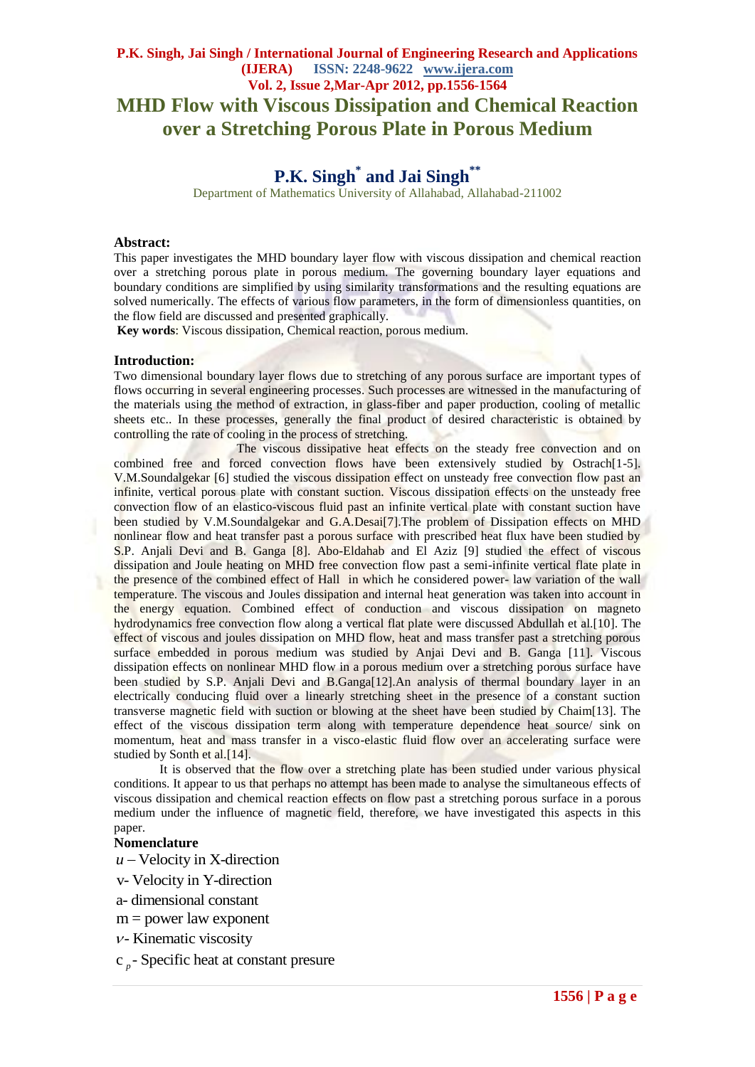# MHD Flow with Viscous Dissipation and Chemical Reaction over a Stretching Porous Plate in Porous Medium

## P.K. Singh* and Jai Singh**

Department of Mathematics University of Allahabad, Allahabad-211002

**Abstract:**

This paper investigates the MHD boundary layer flow with viscous dissipation and chemical reaction over a stretching porous plate in porous medium. The governing boundary layer equations and boundary conditions are simplified by using similarity transformations and the resulting equations are solved numerically. The effects of various flow parameters, in the form of dimensionless quantities, on the flow field are discussed and presented graphically.

**Key words**: Viscous dissipation, Chemical reaction, porous medium.

**Introduction:**

Two dimensional boundary layer flows due to stretching of any porous surface are important types of flows occurring in several engineering processes. Such processes are witnessed in the manufacturing of the materials using the method of extraction, in glass-fiber and paper production, cooling of metallic sheets etc.. In these processes, generally the final product of desired characteristic is obtained by controlling the rate of cooling in the process of stretching.

The viscous dissipative heat effects on the steady free convection and on combined free and forced convection flows have been extensively studied by Ostrach[1-5]. V.M.Soundalgekar [6] studied the viscous dissipation effect on unsteady free convection flow past an infinite, vertical porous plate with constant suction. Viscous dissipation effects on the unsteady free convection flow of an elastico-viscous fluid past an infinite vertical plate with constant suction have been studied by V.M.Soundalgekar and G.A.Desai[7].The problem of Dissipation effects on MHD nonlinear flow and heat transfer past a porous surface with prescribed heat flux have been studied by S.P. Anjali Devi and B. Ganga [8]. Abo-Eldahab and El Aziz [9] studied the effect of viscous dissipation and Joule heating on MHD free convection flow past a semi-infinite vertical flate plate in the presence of the combined effect of Hall in which he considered power- law variation of the wall temperature. The viscous and Joules dissipation and internal heat generation was taken into account in the energy equation. Combined effect of conduction and viscous dissipation on magneto hydrodynamics free convection flow along a vertical flat plate were discussed Abdullah et al.[10]. The effect of viscous and joules dissipation on MHD flow, heat and mass transfer past a stretching porous surface embedded in porous medium was studied by Anjai Devi and B. Ganga [11]. Viscous dissipation effects on nonlinear MHD flow in a porous medium over a stretching porous surface have been studied by S.P. Anjali Devi and B.Ganga[12].An analysis of thermal boundary layer in an electrically conducing fluid over a linearly stretching sheet in the presence of a constant suction transverse magnetic field with suction or blowing at the sheet have been studied by Chaim[13]. The effect of the viscous dissipation term along with temperature dependence heat source/ sink on momentum, heat and mass transfer in a visco-elastic fluid flow over an accelerating surface were studied by Sonth et al.[14].

It is observed that the flow over a stretching plate has been studied under various physical conditions. It appear to us that perhaps no attempt has been made to analyse the simultaneous effects of viscous dissipation and chemical reaction effects on flow past a stretching porous surface in a porous medium under the influence of magnetic field, therefore, we have investigated this aspects in this paper.

**Nomenclature**

$u$ – Velocity in X-direction

v- Velocity in Y-direction

a- dimensional constant

m = power law exponent

$\nu$- Kinematic viscosity

$c_p$- Specific heat at constant presure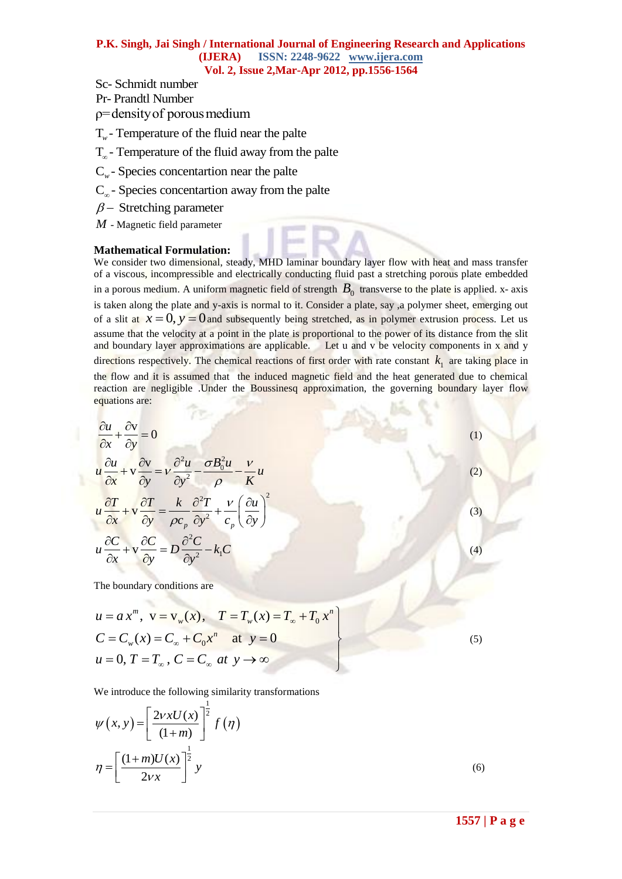Sc- Schmidt number

Pr- Prandtl Number

$\rho$=density of porous medium

$T_w$- Temperature of the fluid near the palte

$T_\infty$- Temperature of the fluid away from the palte

$C_w$- Species concentartion near the palte

$C_\infty$- Species concentartion away from the palte

$\beta-$ Stretching parameter

$M$ - Magnetic field parameter

**Mathematical Formulation:**

We consider two dimensional, steady, MHD laminar boundary layer flow with heat and mass transfer of a viscous, incompressible and electrically conducting fluid past a stretching porous plate embedded in a porous medium. A uniform magnetic field of strength $B_0$ transverse to the plate is applied. x- axis is taken along the plate and y-axis is normal to it. Consider a plate, say ,a polymer sheet, emerging out of a slit at $x=0, y=0$ and subsequently being stretched, as in polymer extrusion process. Let us assume that the velocity at a point in the plate is proportional to the power of its distance from the slit and boundary layer approximations are applicable. Let u and v be velocity components in x and y directions respectively. The chemical reactions of first order with rate constant $k_1$ are taking place in the flow and it is assumed that the induced magnetic field and the heat generated due to chemical reaction are negligible .Under the Boussinesq approximation, the governing boundary layer flow equations are:

$$\frac{\partial u}{\partial x}+\frac{\partial \mathrm{v}}{\partial y}=0 \tag{1}$$

$$u\frac{\partial u}{\partial x}+\mathrm{v}\frac{\partial \mathrm{v}}{\partial y}=\nu\frac{\partial^2 u}{\partial y^2}-\frac{\sigma B_0^2 u}{\rho}-\frac{\nu}{K}u \tag{2}$$

$$u\frac{\partial T}{\partial x}+\mathrm{v}\frac{\partial T}{\partial y}=\frac{k}{\rho c_p}\frac{\partial^2 T}{\partial y^2}+\frac{\nu}{c_p}\left(\frac{\partial u}{\partial y}\right)^2 \tag{3}$$

$$u\frac{\partial C}{\partial x}+\mathrm{v}\frac{\partial C}{\partial y}=D\frac{\partial^2 C}{\partial y^2}-k_1 C \tag{4}$$

The boundary conditions are

$$\left.\begin{array}{l} u=a\,x^m,\ \ \mathrm{v}=\mathrm{v}_w(x),\quad T=T_w(x)=T_\infty+T_0\,x^n \\ C=C_w(x)=C_\infty+C_0 x^n \quad \text{at}\ \ y=0 \\ u=0,\ T=T_\infty,\ C=C_\infty\ \ at\ \ y\to\infty \end{array}\right\} \tag{5}$$

We introduce the following similarity transformations

$$\psi(x,y)=\left[\frac{2\nu x U(x)}{(1+m)}\right]^{\frac{1}{2}} f(\eta)$$

$$\eta=\left[\frac{(1+m)U(x)}{2\nu x}\right]^{\frac{1}{2}} y \tag{6}$$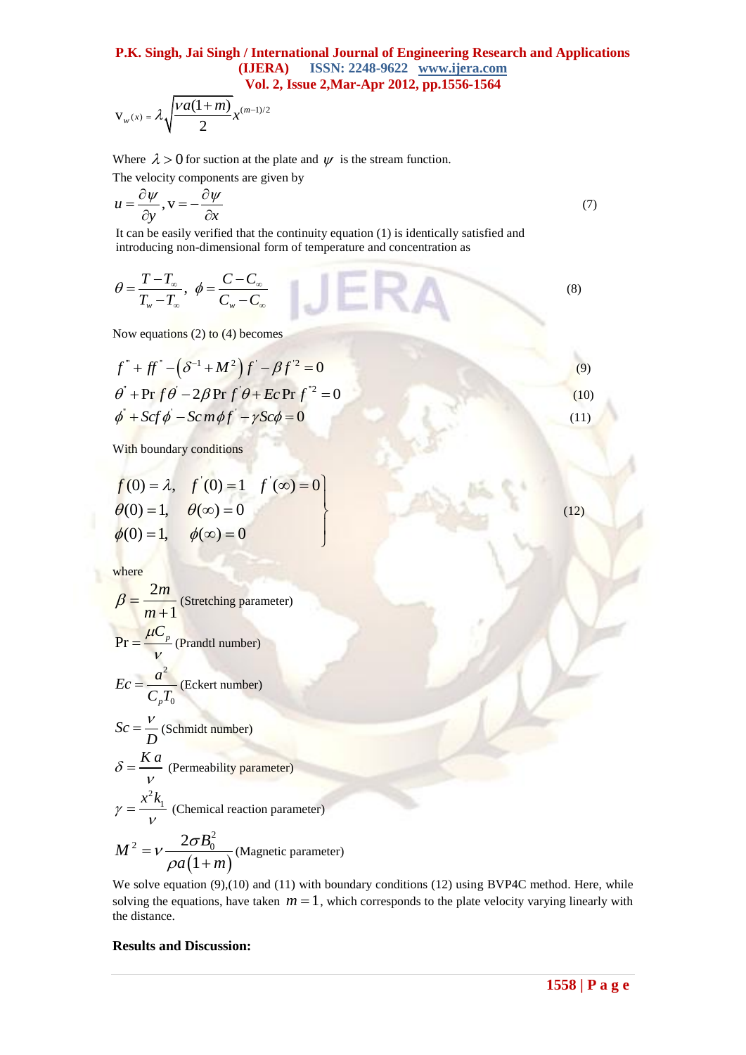$$\mathrm{v}_w(x) = \lambda\sqrt{\frac{\nu a(1+m)}{2}}\,x^{(m-1)/2}$$

Where $\lambda > 0$ for suction at the plate and $\psi$ is the stream function.
The velocity components are given by

$$u = \frac{\partial \psi}{\partial y}, \mathrm{v} = -\frac{\partial \psi}{\partial x} \tag{7}$$

It can be easily verified that the continuity equation (1) is identically satisfied and introducing non-dimensional form of temperature and concentration as

$$\theta = \frac{T - T_\infty}{T_w - T_\infty},\ \phi = \frac{C - C_\infty}{C_w - C_\infty} \tag{8}$$

Now equations (2) to (4) becomes

$$f''' + ff'' - \left(\delta^{-1} + M^2\right) f' - \beta f'^2 = 0 \tag{9}$$

$$\theta'' + \Pr f\theta' - 2\beta \Pr f'\theta + Ec \Pr f''^2 = 0 \tag{10}$$

$$\phi'' + Scf\phi' - Sc\, m\phi f' - \gamma Sc\phi = 0 \tag{11}$$

With boundary conditions

$$\left.\begin{array}{lll} f(0) = \lambda, & f'(0) = 1 & f'(\infty) = 0 \\ \theta(0) = 1, & \theta(\infty) = 0 & \\ \phi(0) = 1, & \phi(\infty) = 0 & \end{array}\right\} \tag{12}$$

where

$\beta = \dfrac{2m}{m+1}$ (Stretching parameter)

$\Pr = \dfrac{\mu C_p}{\nu}$ (Prandtl number)

$Ec = \dfrac{a^2}{C_p T_0}$ (Eckert number)

$Sc = \dfrac{\nu}{D}$ (Schmidt number)

$\delta = \dfrac{K a}{\nu}$ (Permeability parameter)

$\gamma = \dfrac{x^2 k_1}{\nu}$ (Chemical reaction parameter)

$M^2 = \nu \dfrac{2\sigma B_0^2}{\rho a(1+m)}$ (Magnetic parameter)

We solve equation (9),(10) and (11) with boundary conditions (12) using BVP4C method. Here, while solving the equations, have taken $m = 1$, which corresponds to the plate velocity varying linearly with the distance.

**Results and Discussion:**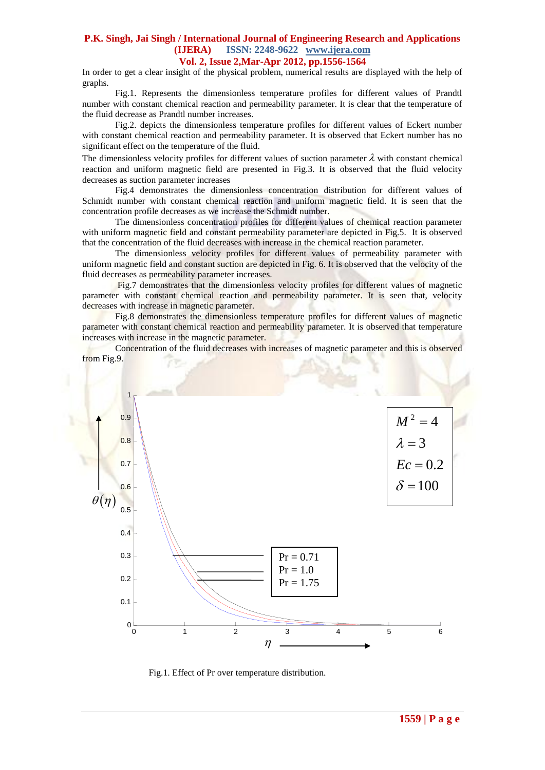In order to get a clear insight of the physical problem, numerical results are displayed with the help of graphs.

Fig.1. Represents the dimensionless temperature profiles for different values of Prandtl number with constant chemical reaction and permeability parameter. It is clear that the temperature of the fluid decrease as Prandtl number increases.

Fig.2. depicts the dimensionless temperature profiles for different values of Eckert number with constant chemical reaction and permeability parameter. It is observed that Eckert number has no significant effect on the temperature of the fluid.

The dimensionless velocity profiles for different values of suction parameter $\lambda$ with constant chemical reaction and uniform magnetic field are presented in Fig.3. It is observed that the fluid velocity decreases as suction parameter increases

Fig.4 demonstrates the dimensionless concentration distribution for different values of Schmidt number with constant chemical reaction and uniform magnetic field. It is seen that the concentration profile decreases as we increase the Schmidt number.

The dimensionless concentration profiles for different values of chemical reaction parameter with uniform magnetic field and constant permeability parameter are depicted in Fig.5. It is observed that the concentration of the fluid decreases with increase in the chemical reaction parameter.

The dimensionless velocity profiles for different values of permeability parameter with uniform magnetic field and constant suction are depicted in Fig. 6. It is observed that the velocity of the fluid decreases as permeability parameter increases.

Fig.7 demonstrates that the dimensionless velocity profiles for different values of magnetic parameter with constant chemical reaction and permeability parameter. It is seen that, velocity decreases with increase in magnetic parameter.

Fig.8 demonstrates the dimensionless temperature profiles for different values of magnetic parameter with constant chemical reaction and permeability parameter. It is observed that temperature increases with increase in the magnetic parameter.

Concentration of the fluid decreases with increases of magnetic parameter and this is observed from Fig.9.

$M^2 = 4$, $\lambda = 3$, $Ec = 0.2$, $\delta = 100$

Pr = 0.71, Pr = 1.0, Pr = 1.75

Fig.1. Effect of Pr over temperature distribution.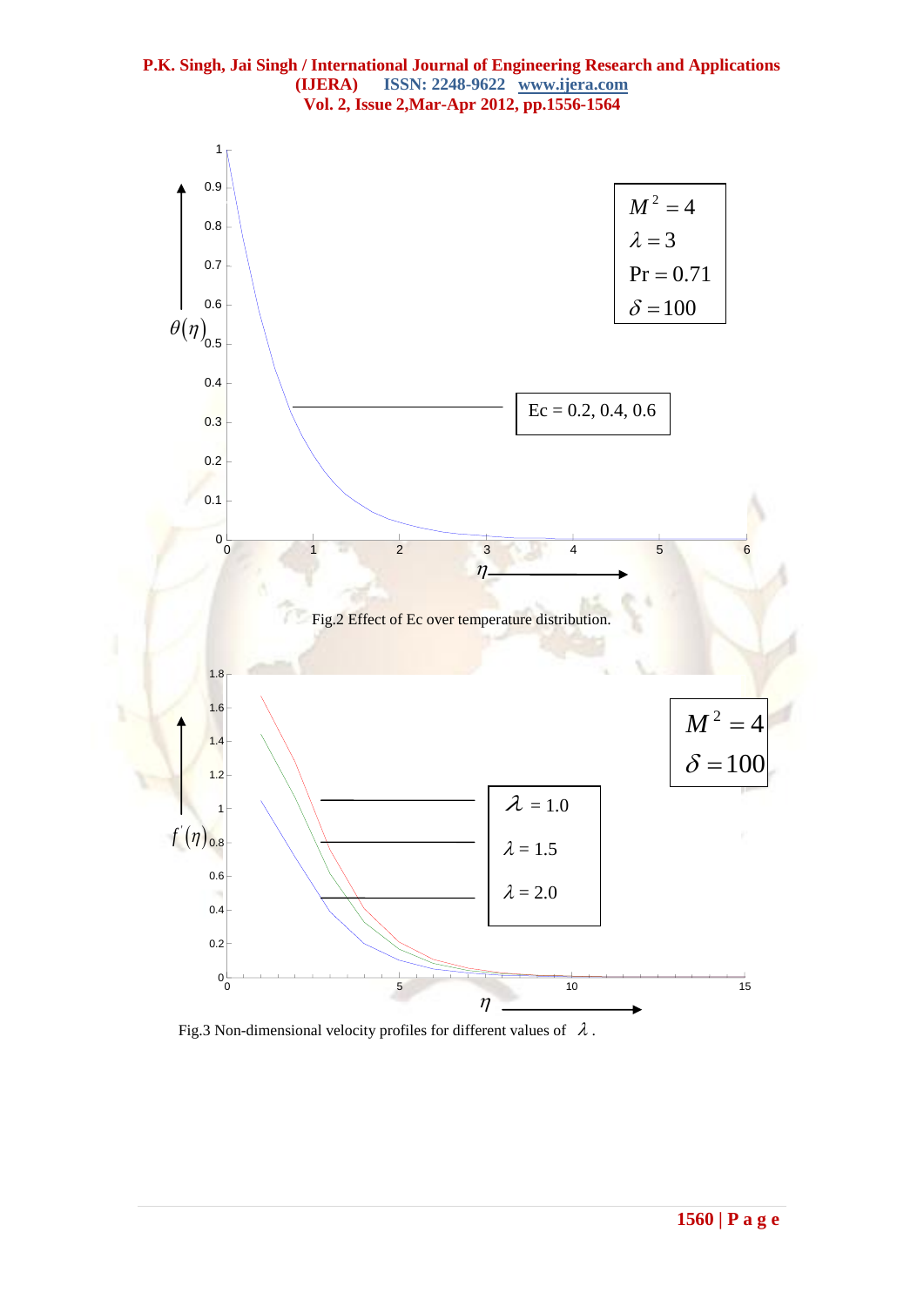Fig.2 Effect of Ec over temperature distribution.

Fig.3 Non-dimensional velocity profiles for different values of $\lambda$.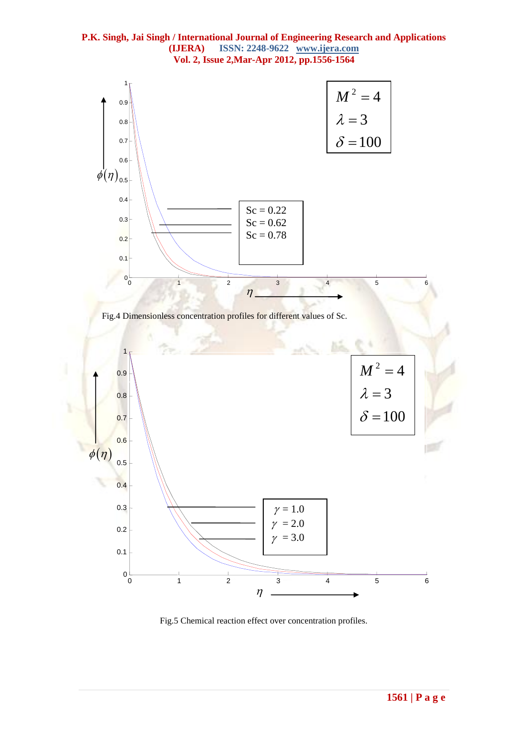Fig.4 Dimensionless concentration profiles for different values of Sc.

Fig.5 Chemical reaction effect over concentration profiles.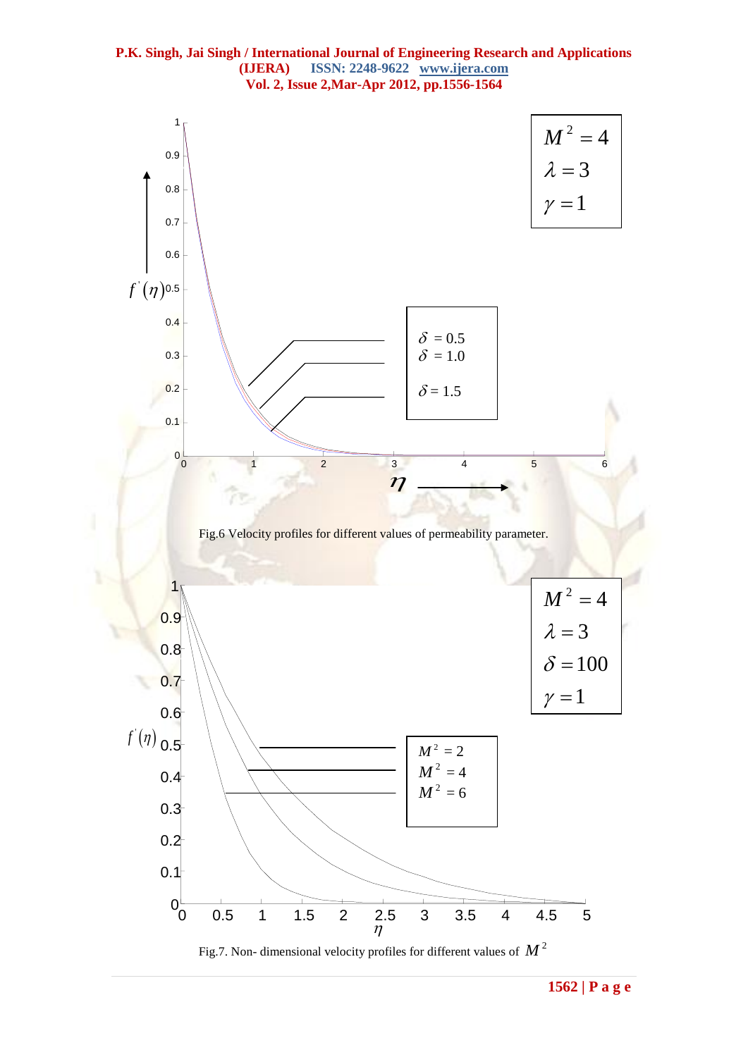Fig.6 Velocity profiles for different values of permeability parameter.

Fig.7. Non- dimensional velocity profiles for different values of $M^2$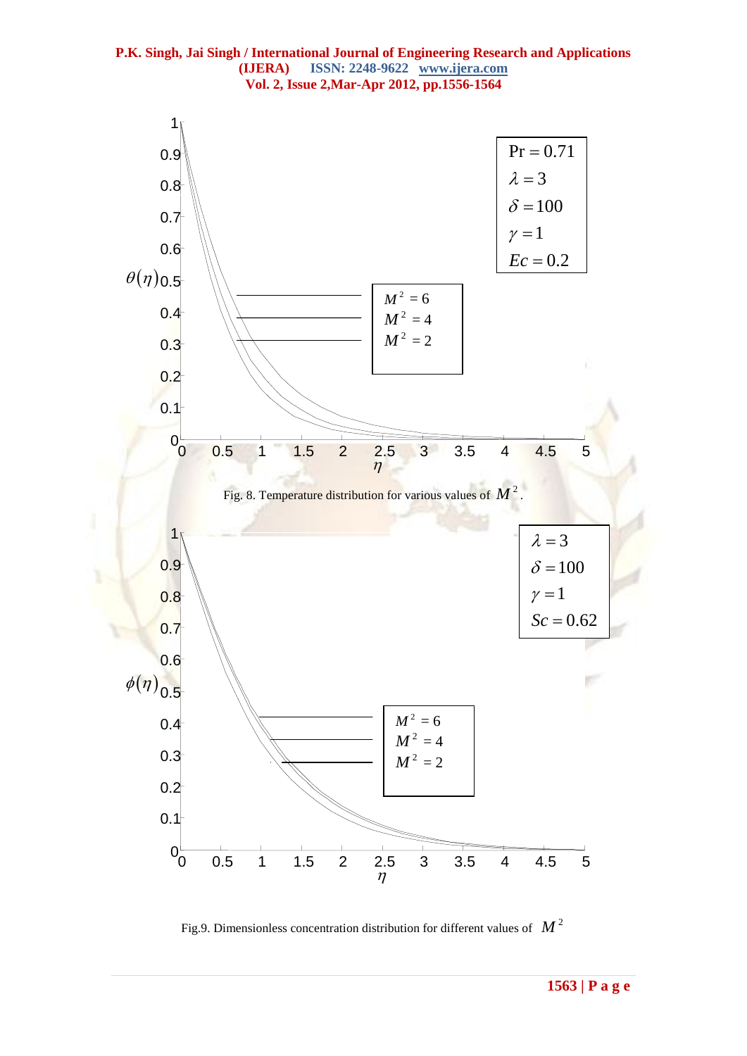Fig. 8. Temperature distribution for various values of $M^2$.

Fig.9. Dimensionless concentration distribution for different values of $M^2$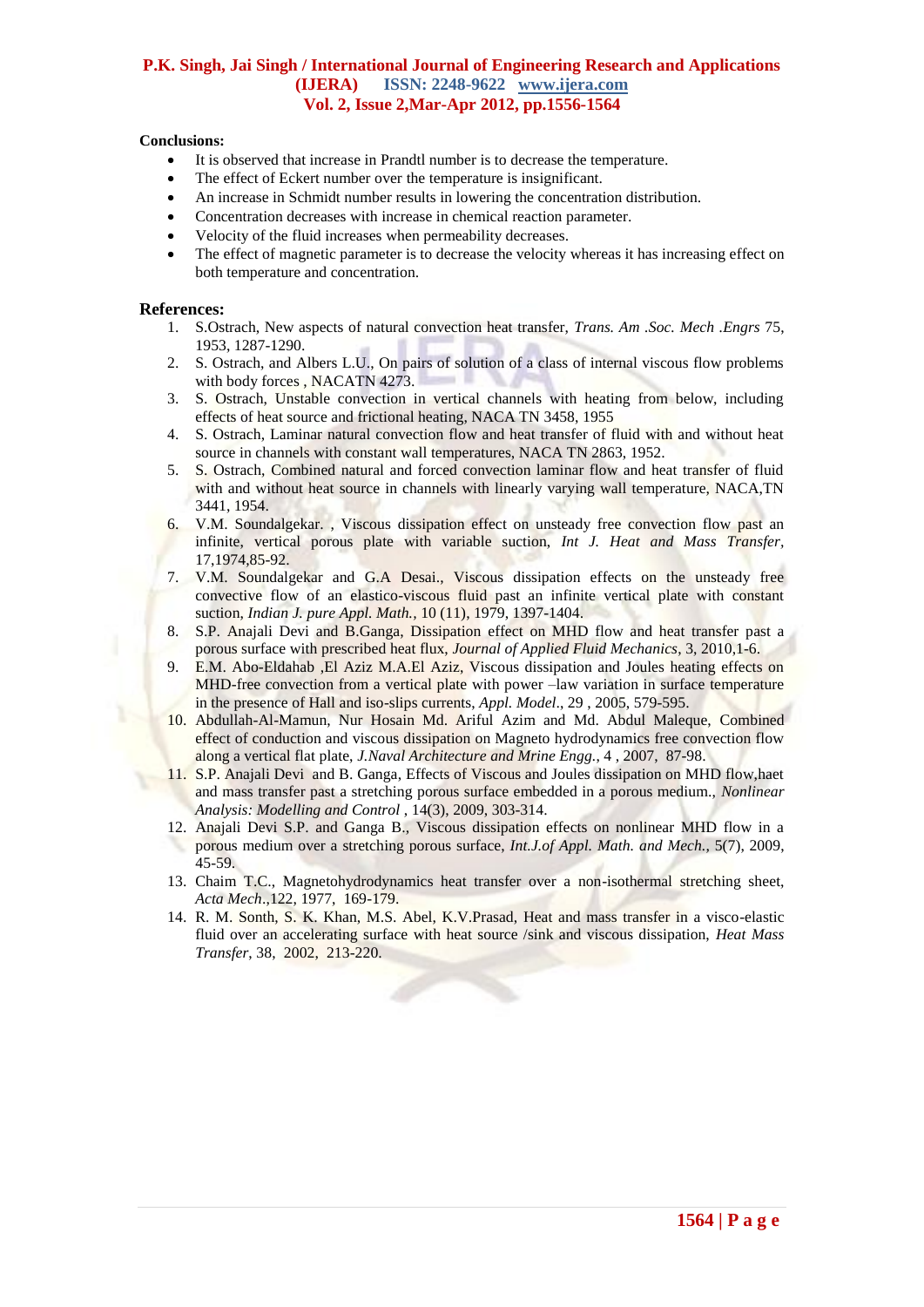**Conclusions:**

- It is observed that increase in Prandtl number is to decrease the temperature.
- The effect of Eckert number over the temperature is insignificant.
- An increase in Schmidt number results in lowering the concentration distribution.
- Concentration decreases with increase in chemical reaction parameter.
- Velocity of the fluid increases when permeability decreases.
- The effect of magnetic parameter is to decrease the velocity whereas it has increasing effect on both temperature and concentration.

**References:**

1. S.Ostrach, New aspects of natural convection heat transfer, *Trans. Am .Soc. Mech .Engrs* 75, 1953, 1287-1290.
2. S. Ostrach, and Albers L.U., On pairs of solution of a class of internal viscous flow problems with body forces , NACATN 4273.
3. S. Ostrach, Unstable convection in vertical channels with heating from below, including effects of heat source and frictional heating, NACA TN 3458, 1955
4. S. Ostrach, Laminar natural convection flow and heat transfer of fluid with and without heat source in channels with constant wall temperatures, NACA TN 2863, 1952.
5. S. Ostrach, Combined natural and forced convection laminar flow and heat transfer of fluid with and without heat source in channels with linearly varying wall temperature, NACA,TN 3441, 1954.
6. V.M. Soundalgekar. , Viscous dissipation effect on unsteady free convection flow past an infinite, vertical porous plate with variable suction, *Int J. Heat and Mass Transfer*, 17,1974,85-92.
7. V.M. Soundalgekar and G.A Desai., Viscous dissipation effects on the unsteady free convective flow of an elastico-viscous fluid past an infinite vertical plate with constant suction, *Indian J. pure Appl. Math.*, 10 (11), 1979, 1397-1404.
8. S.P. Anajali Devi and B.Ganga, Dissipation effect on MHD flow and heat transfer past a porous surface with prescribed heat flux, *Journal of Applied Fluid Mechanics*, 3, 2010,1-6.
9. E.M. Abo-Eldahab ,El Aziz M.A.El Aziz, Viscous dissipation and Joules heating effects on MHD-free convection from a vertical plate with power –law variation in surface temperature in the presence of Hall and iso-slips currents, *Appl. Model*., 29 , 2005, 579-595.
10. Abdullah-Al-Mamun, Nur Hosain Md. Ariful Azim and Md. Abdul Maleque, Combined effect of conduction and viscous dissipation on Magneto hydrodynamics free convection flow along a vertical flat plate, *J.Naval Architecture and Mrine Engg.*, 4 , 2007, 87-98.
11. S.P. Anajali Devi and B. Ganga, Effects of Viscous and Joules dissipation on MHD flow,haet and mass transfer past a stretching porous surface embedded in a porous medium., *Nonlinear Analysis: Modelling and Control* , 14(3), 2009, 303-314.
12. Anajali Devi S.P. and Ganga B., Viscous dissipation effects on nonlinear MHD flow in a porous medium over a stretching porous surface, *Int.J.of Appl. Math. and Mech.*, 5(7), 2009, 45-59.
13. Chaim T.C., Magnetohydrodynamics heat transfer over a non-isothermal stretching sheet, *Acta Mech*.,122, 1977, 169-179.
14. R. M. Sonth, S. K. Khan, M.S. Abel, K.V.Prasad, Heat and mass transfer in a visco-elastic fluid over an accelerating surface with heat source /sink and viscous dissipation, *Heat Mass Transfer*, 38, 2002, 213-220.